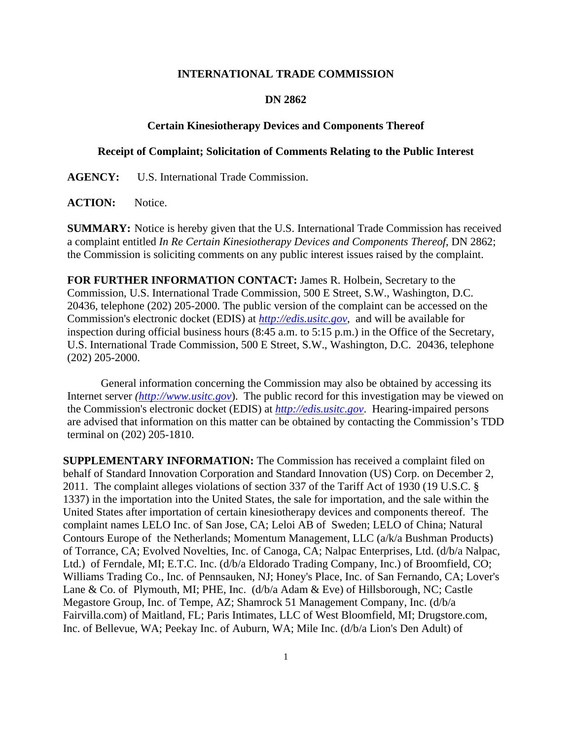# INTERNATIONAL TRADE COMMISSION

## DN 2862

### Certain Kinesiotherapy Devices and Components Thereof

### Receipt of Complaint; Solicitation of Comments Relating to the Public Interest

**AGENCY:** U.S. International Trade Commission.

**ACTION:** Notice.

**SUMMARY:** Notice is hereby given that the U.S. International Trade Commission has received a complaint entitled *In Re Certain Kinesiotherapy Devices and Components Thereof*, DN 2862; the Commission is soliciting comments on any public interest issues raised by the complaint.

**FOR FURTHER INFORMATION CONTACT:** James R. Holbein, Secretary to the Commission, U.S. International Trade Commission, 500 E Street, S.W., Washington, D.C. 20436, telephone (202) 205-2000. The public version of the complaint can be accessed on the Commission's electronic docket (EDIS) at *http://edis.usitc.gov*, and will be available for inspection during official business hours (8:45 a.m. to 5:15 p.m.) in the Office of the Secretary, U.S. International Trade Commission, 500 E Street, S.W., Washington, D.C. 20436, telephone (202) 205-2000.

General information concerning the Commission may also be obtained by accessing its Internet server *(http://www.usitc.gov)*. The public record for this investigation may be viewed on the Commission's electronic docket (EDIS) at *http://edis.usitc.gov*. Hearing-impaired persons are advised that information on this matter can be obtained by contacting the Commission's TDD terminal on (202) 205-1810.

**SUPPLEMENTARY INFORMATION:** The Commission has received a complaint filed on behalf of Standard Innovation Corporation and Standard Innovation (US) Corp. on December 2, 2011. The complaint alleges violations of section 337 of the Tariff Act of 1930 (19 U.S.C. § 1337) in the importation into the United States, the sale for importation, and the sale within the United States after importation of certain kinesiotherapy devices and components thereof. The complaint names LELO Inc. of San Jose, CA; Leloi AB of Sweden; LELO of China; Natural Contours Europe of the Netherlands; Momentum Management, LLC (a/k/a Bushman Products) of Torrance, CA; Evolved Novelties, Inc. of Canoga, CA; Nalpac Enterprises, Ltd. (d/b/a Nalpac, Ltd.) of Ferndale, MI; E.T.C. Inc. (d/b/a Eldorado Trading Company, Inc.) of Broomfield, CO; Williams Trading Co., Inc. of Pennsauken, NJ; Honey's Place, Inc. of San Fernando, CA; Lover's Lane & Co. of Plymouth, MI; PHE, Inc. (d/b/a Adam & Eve) of Hillsborough, NC; Castle Megastore Group, Inc. of Tempe, AZ; Shamrock 51 Management Company, Inc. (d/b/a Fairvilla.com) of Maitland, FL; Paris Intimates, LLC of West Bloomfield, MI; Drugstore.com, Inc. of Bellevue, WA; Peekay Inc. of Auburn, WA; Mile Inc. (d/b/a Lion's Den Adult) of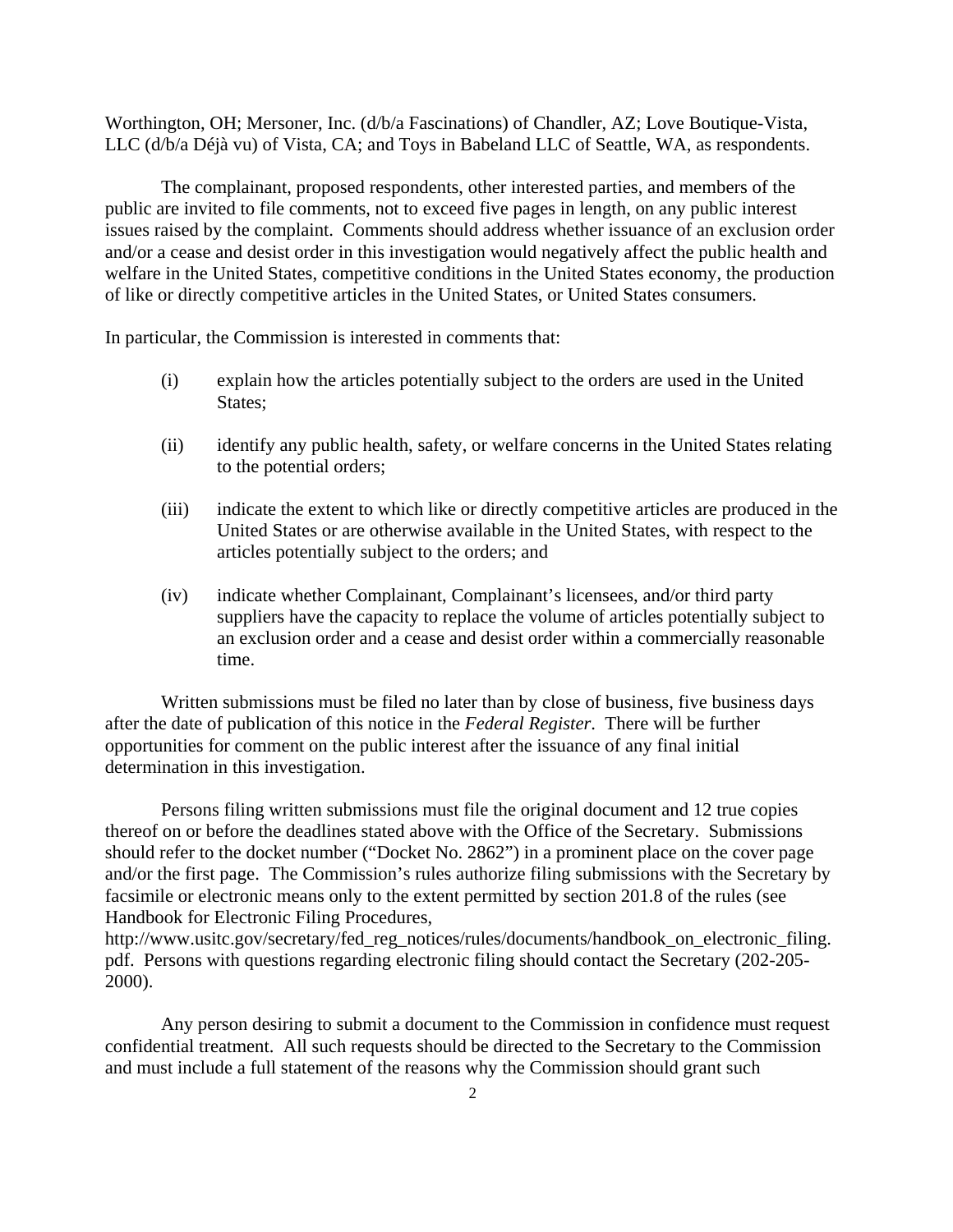Worthington, OH; Mersoner, Inc. (d/b/a Fascinations) of Chandler, AZ; Love Boutique-Vista, LLC (d/b/a Déjà vu) of Vista, CA; and Toys in Babeland LLC of Seattle, WA, as respondents.

The complainant, proposed respondents, other interested parties, and members of the public are invited to file comments, not to exceed five pages in length, on any public interest issues raised by the complaint. Comments should address whether issuance of an exclusion order and/or a cease and desist order in this investigation would negatively affect the public health and welfare in the United States, competitive conditions in the United States economy, the production of like or directly competitive articles in the United States, or United States consumers.

In particular, the Commission is interested in comments that:

(i) explain how the articles potentially subject to the orders are used in the United States;

(ii) identify any public health, safety, or welfare concerns in the United States relating to the potential orders;

(iii) indicate the extent to which like or directly competitive articles are produced in the United States or are otherwise available in the United States, with respect to the articles potentially subject to the orders; and

(iv) indicate whether Complainant, Complainant's licensees, and/or third party suppliers have the capacity to replace the volume of articles potentially subject to an exclusion order and a cease and desist order within a commercially reasonable time.

Written submissions must be filed no later than by close of business, five business days after the date of publication of this notice in the *Federal Register*. There will be further opportunities for comment on the public interest after the issuance of any final initial determination in this investigation.

Persons filing written submissions must file the original document and 12 true copies thereof on or before the deadlines stated above with the Office of the Secretary. Submissions should refer to the docket number ("Docket No. 2862") in a prominent place on the cover page and/or the first page. The Commission's rules authorize filing submissions with the Secretary by facsimile or electronic means only to the extent permitted by section 201.8 of the rules (see Handbook for Electronic Filing Procedures, http://www.usitc.gov/secretary/fed_reg_notices/rules/documents/handbook_on_electronic_filing.pdf. Persons with questions regarding electronic filing should contact the Secretary (202-205-2000).

Any person desiring to submit a document to the Commission in confidence must request confidential treatment. All such requests should be directed to the Secretary to the Commission and must include a full statement of the reasons why the Commission should grant such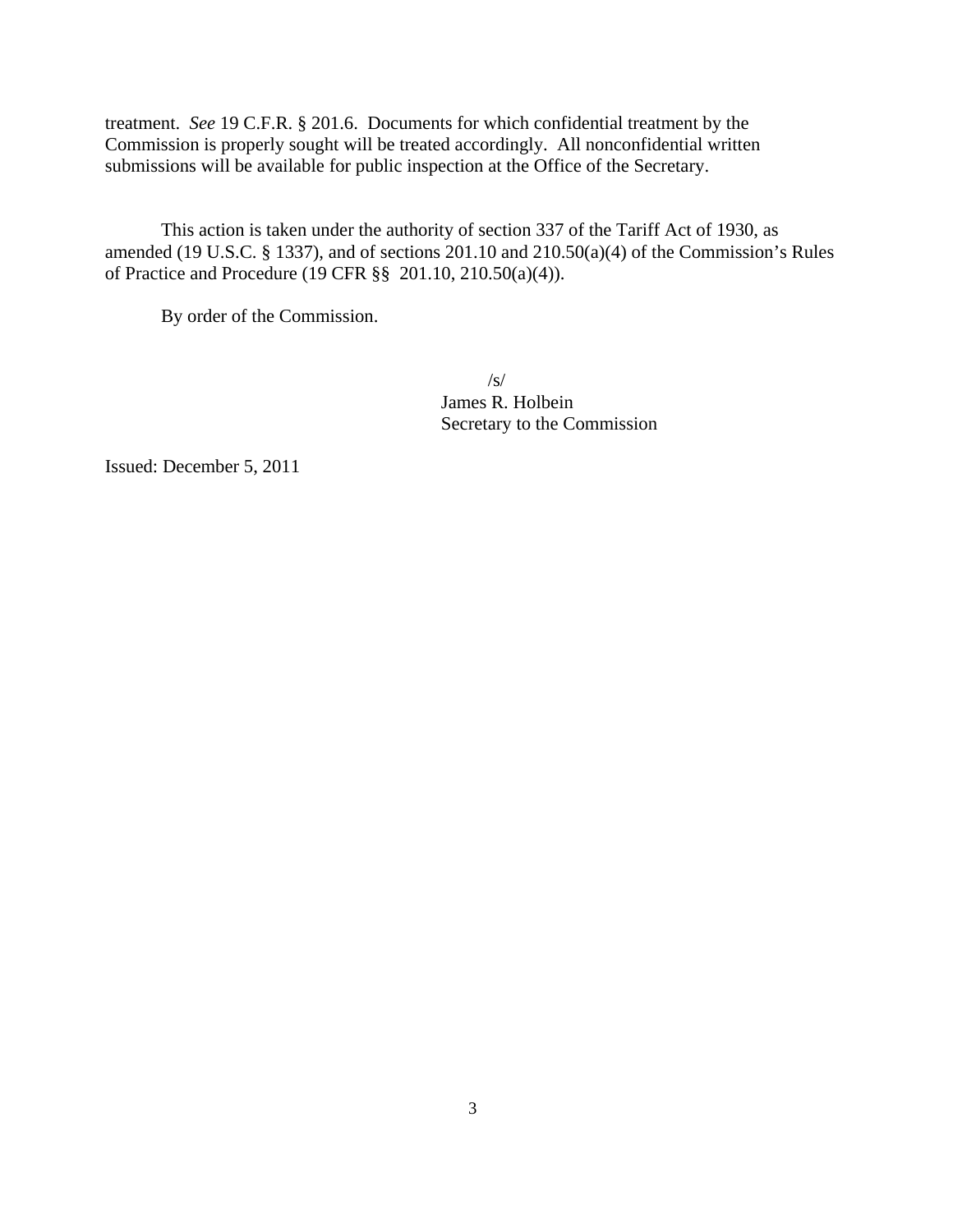treatment. *See* 19 C.F.R. § 201.6. Documents for which confidential treatment by the Commission is properly sought will be treated accordingly. All nonconfidential written submissions will be available for public inspection at the Office of the Secretary.

This action is taken under the authority of section 337 of the Tariff Act of 1930, as amended (19 U.S.C. § 1337), and of sections 201.10 and 210.50(a)(4) of the Commission's Rules of Practice and Procedure (19 CFR §§ 201.10, 210.50(a)(4)).

By order of the Commission.

/s/
James R. Holbein
Secretary to the Commission

Issued: December 5, 2011